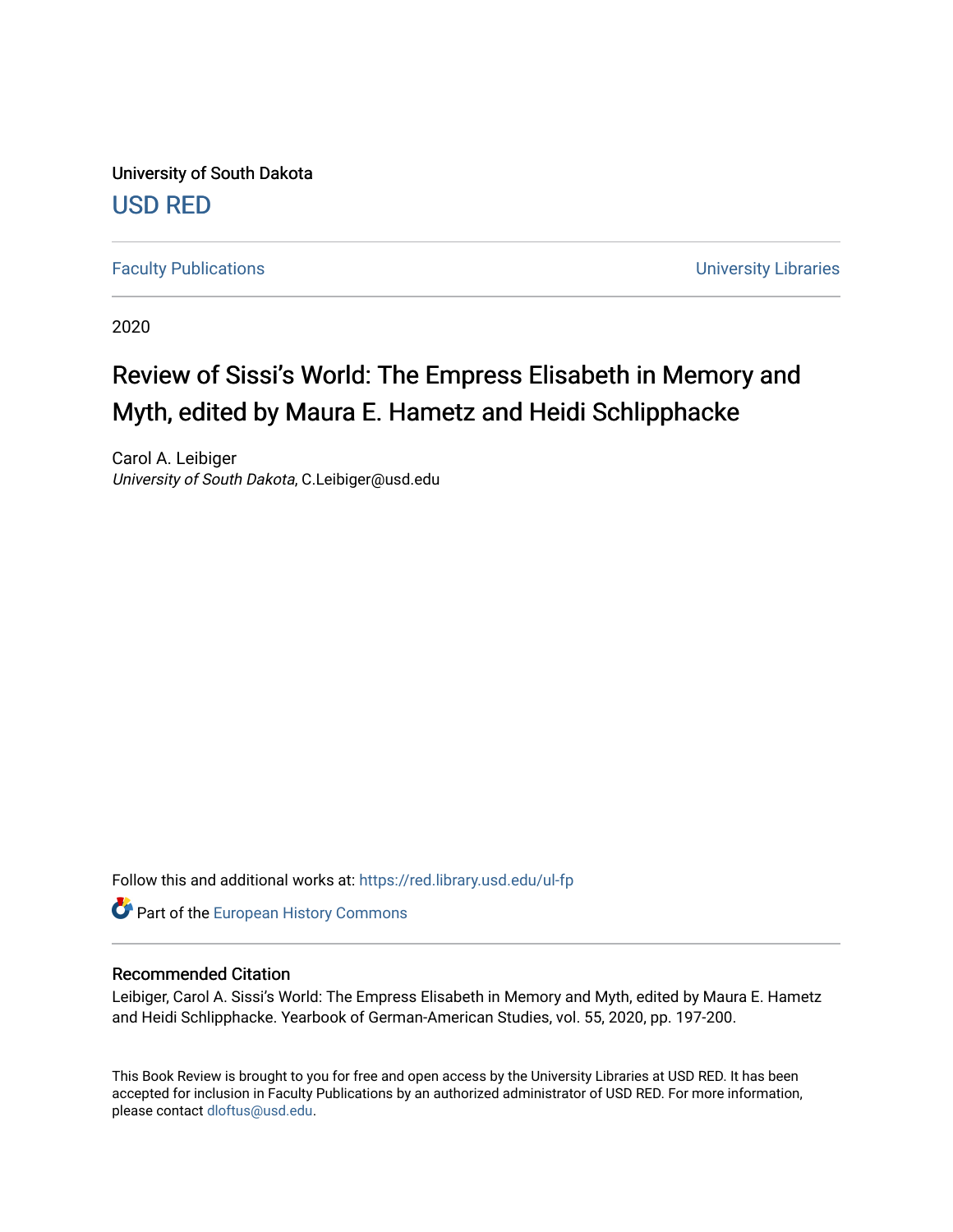University of South Dakota

USD RED

Faculty Publications | University Libraries

2020

# Review of Sissi's World: The Empress Elisabeth in Memory and Myth, edited by Maura E. Hametz and Heidi Schlipphacke

Carol A. Leibiger
*University of South Dakota*, C.Leibiger@usd.edu

Follow this and additional works at: https://red.library.usd.edu/ul-fp

Part of the European History Commons

## Recommended Citation

Leibiger, Carol A. Sissi's World: The Empress Elisabeth in Memory and Myth, edited by Maura E. Hametz and Heidi Schlipphacke. Yearbook of German-American Studies, vol. 55, 2020, pp. 197-200.

This Book Review is brought to you for free and open access by the University Libraries at USD RED. It has been accepted for inclusion in Faculty Publications by an authorized administrator of USD RED. For more information, please contact dloftus@usd.edu.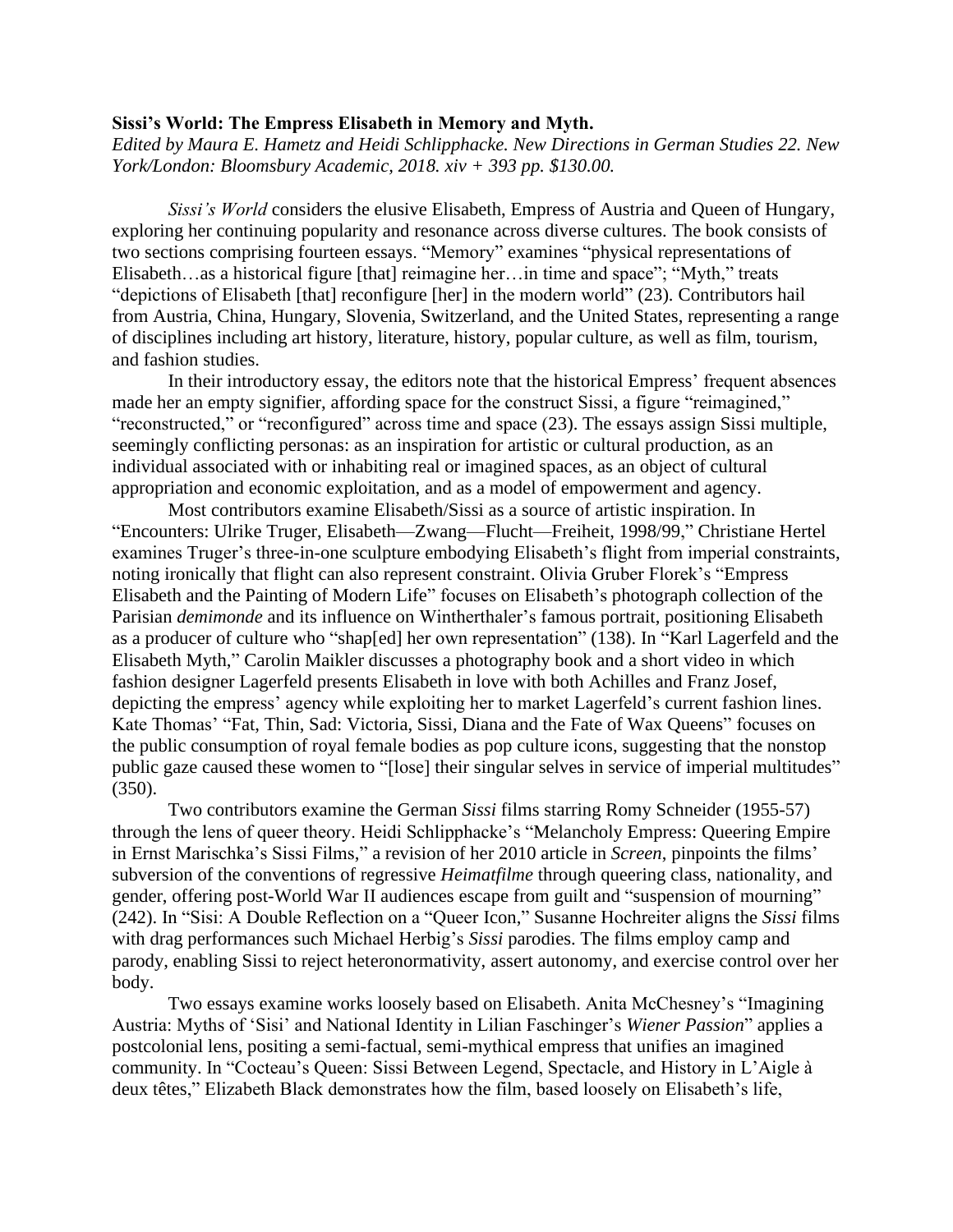**Sissi's World: The Empress Elisabeth in Memory and Myth.**
*Edited by Maura E. Hametz and Heidi Schlipphacke. New Directions in German Studies 22. New York/London: Bloomsbury Academic, 2018. xiv + 393 pp. $130.00.*

*Sissi's World* considers the elusive Elisabeth, Empress of Austria and Queen of Hungary, exploring her continuing popularity and resonance across diverse cultures. The book consists of two sections comprising fourteen essays. "Memory" examines "physical representations of Elisabeth…as a historical figure [that] reimagine her…in time and space"; "Myth," treats "depictions of Elisabeth [that] reconfigure [her] in the modern world" (23). Contributors hail from Austria, China, Hungary, Slovenia, Switzerland, and the United States, representing a range of disciplines including art history, literature, history, popular culture, as well as film, tourism, and fashion studies.

In their introductory essay, the editors note that the historical Empress' frequent absences made her an empty signifier, affording space for the construct Sissi, a figure "reimagined," "reconstructed," or "reconfigured" across time and space (23). The essays assign Sissi multiple, seemingly conflicting personas: as an inspiration for artistic or cultural production, as an individual associated with or inhabiting real or imagined spaces, as an object of cultural appropriation and economic exploitation, and as a model of empowerment and agency.

Most contributors examine Elisabeth/Sissi as a source of artistic inspiration. In "Encounters: Ulrike Truger, Elisabeth—Zwang—Flucht—Freiheit, 1998/99," Christiane Hertel examines Truger's three-in-one sculpture embodying Elisabeth's flight from imperial constraints, noting ironically that flight can also represent constraint. Olivia Gruber Florek's "Empress Elisabeth and the Painting of Modern Life" focuses on Elisabeth's photograph collection of the Parisian *demimonde* and its influence on Wintherthaler's famous portrait, positioning Elisabeth as a producer of culture who "shap[ed] her own representation" (138). In "Karl Lagerfeld and the Elisabeth Myth," Carolin Maikler discusses a photography book and a short video in which fashion designer Lagerfeld presents Elisabeth in love with both Achilles and Franz Josef, depicting the empress' agency while exploiting her to market Lagerfeld's current fashion lines. Kate Thomas' "Fat, Thin, Sad: Victoria, Sissi, Diana and the Fate of Wax Queens" focuses on the public consumption of royal female bodies as pop culture icons, suggesting that the nonstop public gaze caused these women to "[lose] their singular selves in service of imperial multitudes" (350).

Two contributors examine the German *Sissi* films starring Romy Schneider (1955-57) through the lens of queer theory. Heidi Schlipphacke's "Melancholy Empress: Queering Empire in Ernst Marischka's Sissi Films," a revision of her 2010 article in *Screen*, pinpoints the films' subversion of the conventions of regressive *Heimatfilme* through queering class, nationality, and gender, offering post-World War II audiences escape from guilt and "suspension of mourning" (242). In "Sisi: A Double Reflection on a "Queer Icon," Susanne Hochreiter aligns the *Sissi* films with drag performances such Michael Herbig's *Sissi* parodies. The films employ camp and parody, enabling Sissi to reject heteronormativity, assert autonomy, and exercise control over her body.

Two essays examine works loosely based on Elisabeth. Anita McChesney's "Imagining Austria: Myths of 'Sisi' and National Identity in Lilian Faschinger's *Wiener Passion*" applies a postcolonial lens, positing a semi-factual, semi-mythical empress that unifies an imagined community. In "Cocteau's Queen: Sissi Between Legend, Spectacle, and History in L'Aigle à deux têtes," Elizabeth Black demonstrates how the film, based loosely on Elisabeth's life,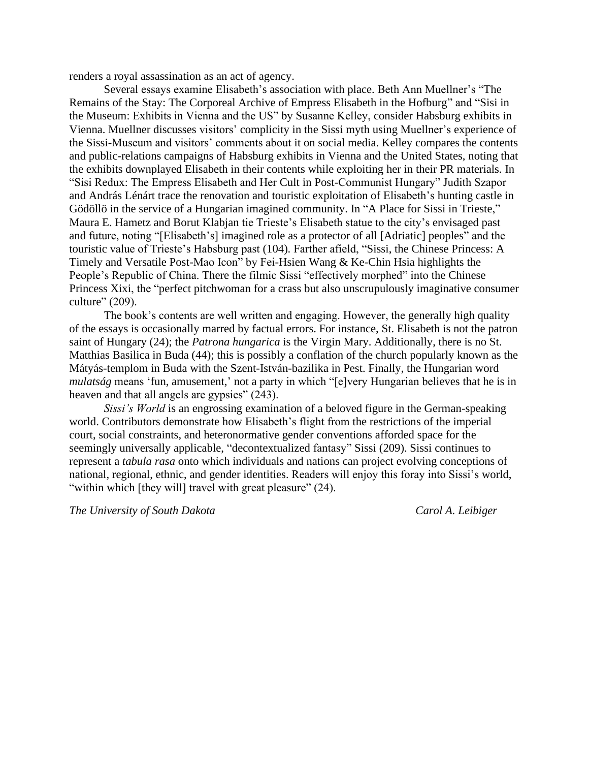renders a royal assassination as an act of agency.

Several essays examine Elisabeth's association with place. Beth Ann Muellner's "The Remains of the Stay: The Corporeal Archive of Empress Elisabeth in the Hofburg" and "Sisi in the Museum: Exhibits in Vienna and the US" by Susanne Kelley, consider Habsburg exhibits in Vienna. Muellner discusses visitors' complicity in the Sissi myth using Muellner's experience of the Sissi-Museum and visitors' comments about it on social media. Kelley compares the contents and public-relations campaigns of Habsburg exhibits in Vienna and the United States, noting that the exhibits downplayed Elisabeth in their contents while exploiting her in their PR materials. In "Sisi Redux: The Empress Elisabeth and Her Cult in Post-Communist Hungary" Judith Szapor and András Lénárt trace the renovation and touristic exploitation of Elisabeth's hunting castle in Gödöllö in the service of a Hungarian imagined community. In "A Place for Sissi in Trieste," Maura E. Hametz and Borut Klabjan tie Trieste's Elisabeth statue to the city's envisaged past and future, noting "[Elisabeth's] imagined role as a protector of all [Adriatic] peoples" and the touristic value of Trieste's Habsburg past (104). Farther afield, "Sissi, the Chinese Princess: A Timely and Versatile Post-Mao Icon" by Fei-Hsien Wang & Ke-Chin Hsia highlights the People's Republic of China. There the filmic Sissi "effectively morphed" into the Chinese Princess Xixi, the "perfect pitchwoman for a crass but also unscrupulously imaginative consumer culture" (209).

The book's contents are well written and engaging. However, the generally high quality of the essays is occasionally marred by factual errors. For instance, St. Elisabeth is not the patron saint of Hungary (24); the *Patrona hungarica* is the Virgin Mary. Additionally, there is no St. Matthias Basilica in Buda (44); this is possibly a conflation of the church popularly known as the Mátyás-templom in Buda with the Szent-István-bazilika in Pest. Finally, the Hungarian word *mulatság* means 'fun, amusement,' not a party in which "[e]very Hungarian believes that he is in heaven and that all angels are gypsies" (243).

*Sissi's World* is an engrossing examination of a beloved figure in the German-speaking world. Contributors demonstrate how Elisabeth's flight from the restrictions of the imperial court, social constraints, and heteronormative gender conventions afforded space for the seemingly universally applicable, "decontextualized fantasy" Sissi (209). Sissi continues to represent a *tabula rasa* onto which individuals and nations can project evolving conceptions of national, regional, ethnic, and gender identities. Readers will enjoy this foray into Sissi's world, "within which [they will] travel with great pleasure" (24).

*The University of South Dakota* *Carol A. Leibiger*